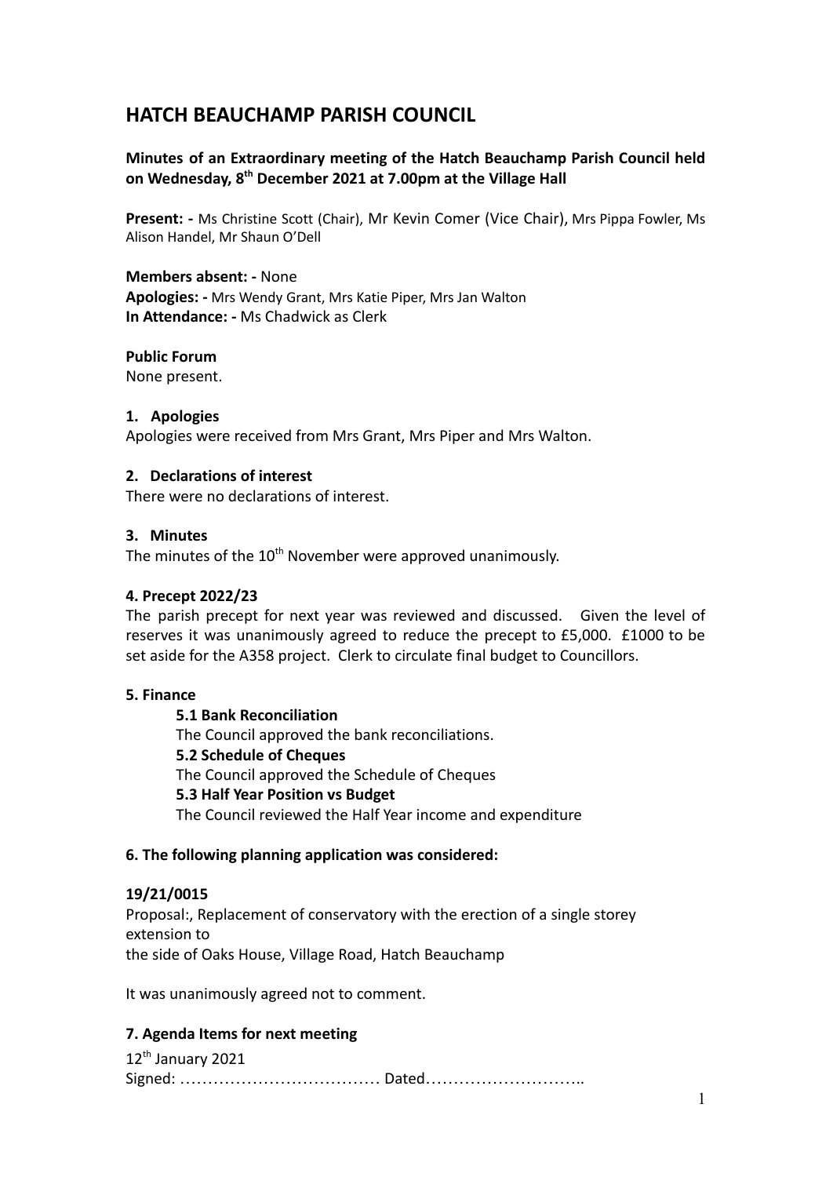# HATCH BEAUCHAMP PARISH COUNCIL

**Minutes of an Extraordinary meeting of the Hatch Beauchamp Parish Council held on Wednesday, 8th December 2021 at 7.00pm at the Village Hall**

**Present: -** Ms Christine Scott (Chair), Mr Kevin Comer (Vice Chair), Mrs Pippa Fowler, Ms Alison Handel, Mr Shaun O'Dell

**Members absent: -** None
**Apologies: -** Mrs Wendy Grant, Mrs Katie Piper, Mrs Jan Walton
**In Attendance: -** Ms Chadwick as Clerk

**Public Forum**
None present.

**1. Apologies**
Apologies were received from Mrs Grant, Mrs Piper and Mrs Walton.

**2. Declarations of interest**
There were no declarations of interest.

**3. Minutes**
The minutes of the 10th November were approved unanimously.

**4. Precept 2022/23**
The parish precept for next year was reviewed and discussed. Given the level of reserves it was unanimously agreed to reduce the precept to £5,000. £1000 to be set aside for the A358 project. Clerk to circulate final budget to Councillors.

**5. Finance**

**5.1 Bank Reconciliation**
The Council approved the bank reconciliations.
**5.2 Schedule of Cheques**
The Council approved the Schedule of Cheques
**5.3 Half Year Position vs Budget**
The Council reviewed the Half Year income and expenditure

**6. The following planning application was considered:**

**19/21/0015**
Proposal:, Replacement of conservatory with the erection of a single storey extension to
the side of Oaks House, Village Road, Hatch Beauchamp

It was unanimously agreed not to comment.

**7. Agenda Items for next meeting**
12th January 2021
Signed: ……………………………… Dated………………………..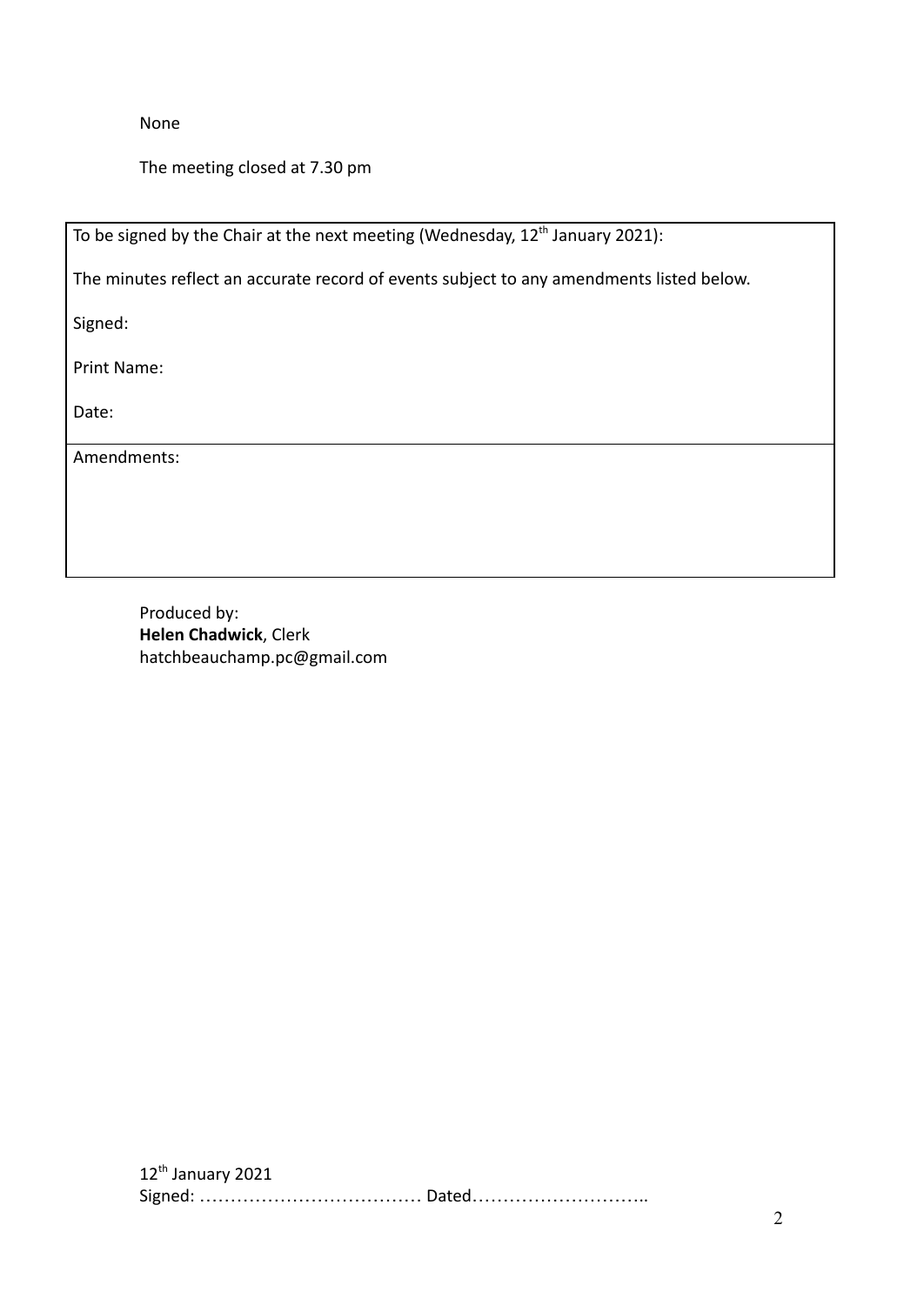None

The meeting closed at 7.30 pm

| |
|---|
| To be signed by the Chair at the next meeting (Wednesday, 12th January 2021):<br><br>The minutes reflect an accurate record of events subject to any amendments listed below.<br><br>Signed:<br><br>Print Name:<br><br>Date: |
| Amendments: |

Produced by:
**Helen Chadwick**, Clerk
hatchbeauchamp.pc@gmail.com

12th January 2021
Signed: ……………………………… Dated………………………..